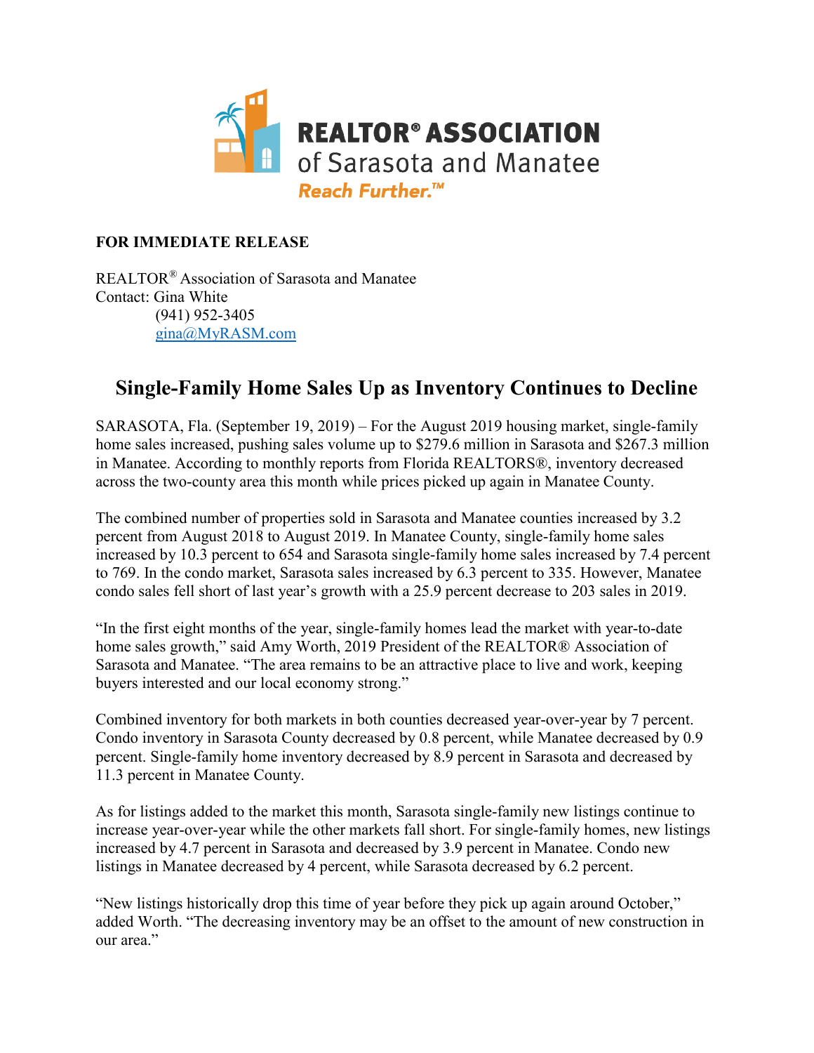**REALTOR® ASSOCIATION**
of Sarasota and Manatee
*Reach Further.™*

**FOR IMMEDIATE RELEASE**

REALTOR® Association of Sarasota and Manatee
Contact: Gina White
(941) 952-3405
gina@MyRASM.com

# Single-Family Home Sales Up as Inventory Continues to Decline

SARASOTA, Fla. (September 19, 2019) – For the August 2019 housing market, single-family home sales increased, pushing sales volume up to $279.6 million in Sarasota and $267.3 million in Manatee. According to monthly reports from Florida REALTORS®, inventory decreased across the two-county area this month while prices picked up again in Manatee County.

The combined number of properties sold in Sarasota and Manatee counties increased by 3.2 percent from August 2018 to August 2019. In Manatee County, single-family home sales increased by 10.3 percent to 654 and Sarasota single-family home sales increased by 7.4 percent to 769. In the condo market, Sarasota sales increased by 6.3 percent to 335. However, Manatee condo sales fell short of last year's growth with a 25.9 percent decrease to 203 sales in 2019.

"In the first eight months of the year, single-family homes lead the market with year-to-date home sales growth," said Amy Worth, 2019 President of the REALTOR® Association of Sarasota and Manatee. "The area remains to be an attractive place to live and work, keeping buyers interested and our local economy strong."

Combined inventory for both markets in both counties decreased year-over-year by 7 percent. Condo inventory in Sarasota County decreased by 0.8 percent, while Manatee decreased by 0.9 percent. Single-family home inventory decreased by 8.9 percent in Sarasota and decreased by 11.3 percent in Manatee County.

As for listings added to the market this month, Sarasota single-family new listings continue to increase year-over-year while the other markets fall short. For single-family homes, new listings increased by 4.7 percent in Sarasota and decreased by 3.9 percent in Manatee. Condo new listings in Manatee decreased by 4 percent, while Sarasota decreased by 6.2 percent.

"New listings historically drop this time of year before they pick up again around October," added Worth. "The decreasing inventory may be an offset to the amount of new construction in our area."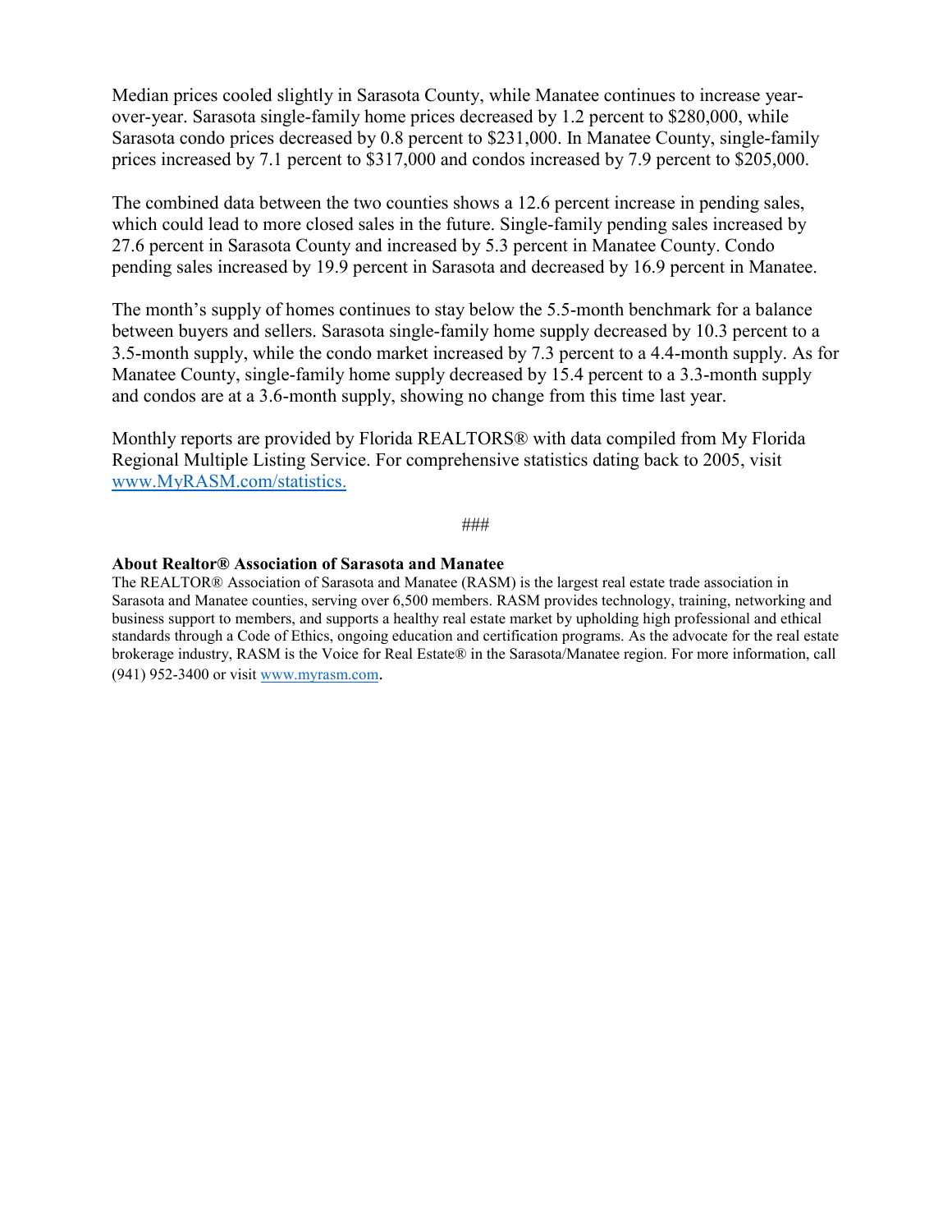Median prices cooled slightly in Sarasota County, while Manatee continues to increase year-over-year. Sarasota single-family home prices decreased by 1.2 percent to $280,000, while Sarasota condo prices decreased by 0.8 percent to $231,000. In Manatee County, single-family prices increased by 7.1 percent to $317,000 and condos increased by 7.9 percent to $205,000.

The combined data between the two counties shows a 12.6 percent increase in pending sales, which could lead to more closed sales in the future. Single-family pending sales increased by 27.6 percent in Sarasota County and increased by 5.3 percent in Manatee County. Condo pending sales increased by 19.9 percent in Sarasota and decreased by 16.9 percent in Manatee.

The month's supply of homes continues to stay below the 5.5-month benchmark for a balance between buyers and sellers. Sarasota single-family home supply decreased by 10.3 percent to a 3.5-month supply, while the condo market increased by 7.3 percent to a 4.4-month supply. As for Manatee County, single-family home supply decreased by 15.4 percent to a 3.3-month supply and condos are at a 3.6-month supply, showing no change from this time last year.

Monthly reports are provided by Florida REALTORS® with data compiled from My Florida Regional Multiple Listing Service. For comprehensive statistics dating back to 2005, visit [www.MyRASM.com/statistics.](http://www.MyRASM.com/statistics)

###

**About Realtor® Association of Sarasota and Manatee**

The REALTOR® Association of Sarasota and Manatee (RASM) is the largest real estate trade association in Sarasota and Manatee counties, serving over 6,500 members. RASM provides technology, training, networking and business support to members, and supports a healthy real estate market by upholding high professional and ethical standards through a Code of Ethics, ongoing education and certification programs. As the advocate for the real estate brokerage industry, RASM is the Voice for Real Estate® in the Sarasota/Manatee region. For more information, call (941) 952-3400 or visit [www.myrasm.com](http://www.myrasm.com).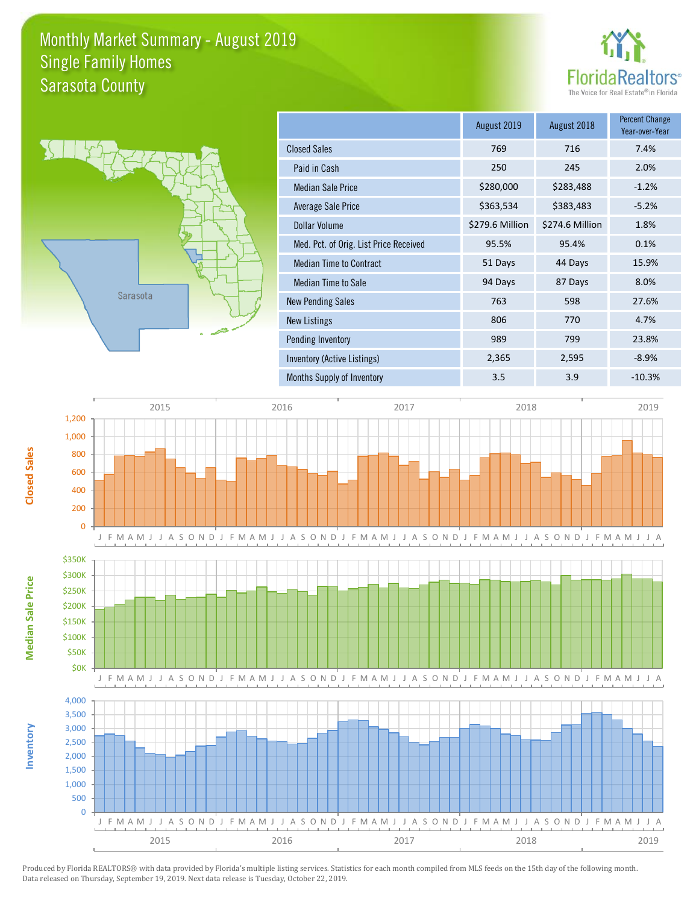# Monthly Market Summary - August 2019
## Single Family Homes
## Sarasota County

FloridaRealtors® The Voice for Real Estate® in Florida

| | August 2019 | August 2018 | Percent Change Year-over-Year |
|---|---|---|---|
| Closed Sales | 769 | 716 | 7.4% |
| Paid in Cash | 250 | 245 | 2.0% |
| Median Sale Price | $280,000 | $283,488 | -1.2% |
| Average Sale Price | $363,534 | $383,483 | -5.2% |
| Dollar Volume | $279.6 Million | $274.6 Million | 1.8% |
| Med. Pct. of Orig. List Price Received | 95.5% | 95.4% | 0.1% |
| Median Time to Contract | 51 Days | 44 Days | 15.9% |
| Median Time to Sale | 94 Days | 87 Days | 8.0% |
| New Pending Sales | 763 | 598 | 27.6% |
| New Listings | 806 | 770 | 4.7% |
| Pending Inventory | 989 | 799 | 23.8% |
| Inventory (Active Listings) | 2,365 | 2,595 | -8.9% |
| Months Supply of Inventory | 3.5 | 3.9 | -10.3% |

Produced by Florida REALTORS® with data provided by Florida's multiple listing services. Statistics for each month compiled from MLS feeds on the 15th day of the following month. Data released on Thursday, September 19, 2019. Next data release is Tuesday, October 22, 2019.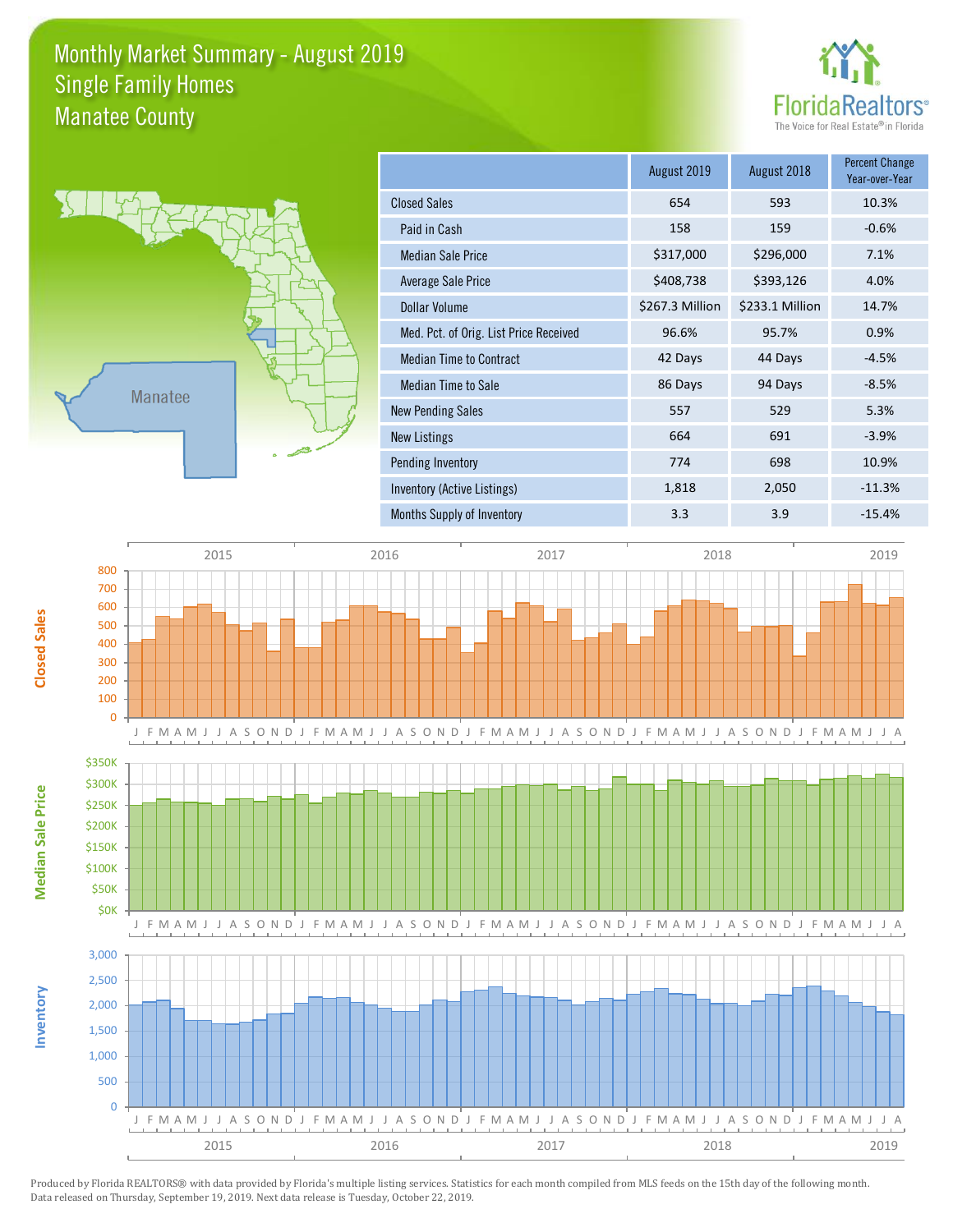# Monthly Market Summary - August 2019
## Single Family Homes
## Manatee County

Florida Realtors® The Voice for Real Estate® in Florida

Manatee

| | August 2019 | August 2018 | Percent Change Year-over-Year |
|---|---|---|---|
| Closed Sales | 654 | 593 | 10.3% |
| Paid in Cash | 158 | 159 | -0.6% |
| Median Sale Price | $317,000 | $296,000 | 7.1% |
| Average Sale Price | $408,738 | $393,126 | 4.0% |
| Dollar Volume | $267.3 Million | $233.1 Million | 14.7% |
| Med. Pct. of Orig. List Price Received | 96.6% | 95.7% | 0.9% |
| Median Time to Contract | 42 Days | 44 Days | -4.5% |
| Median Time to Sale | 86 Days | 94 Days | -8.5% |
| New Pending Sales | 557 | 529 | 5.3% |
| New Listings | 664 | 691 | -3.9% |
| Pending Inventory | 774 | 698 | 10.9% |
| Inventory (Active Listings) | 1,818 | 2,050 | -11.3% |
| Months Supply of Inventory | 3.3 | 3.9 | -15.4% |

Closed Sales (2015–2019)

Median Sale Price (2015–2019)

Inventory (2015–2019)

Produced by Florida REALTORS® with data provided by Florida's multiple listing services. Statistics for each month compiled from MLS feeds on the 15th day of the following month. Data released on Thursday, September 19, 2019. Next data release is Tuesday, October 22, 2019.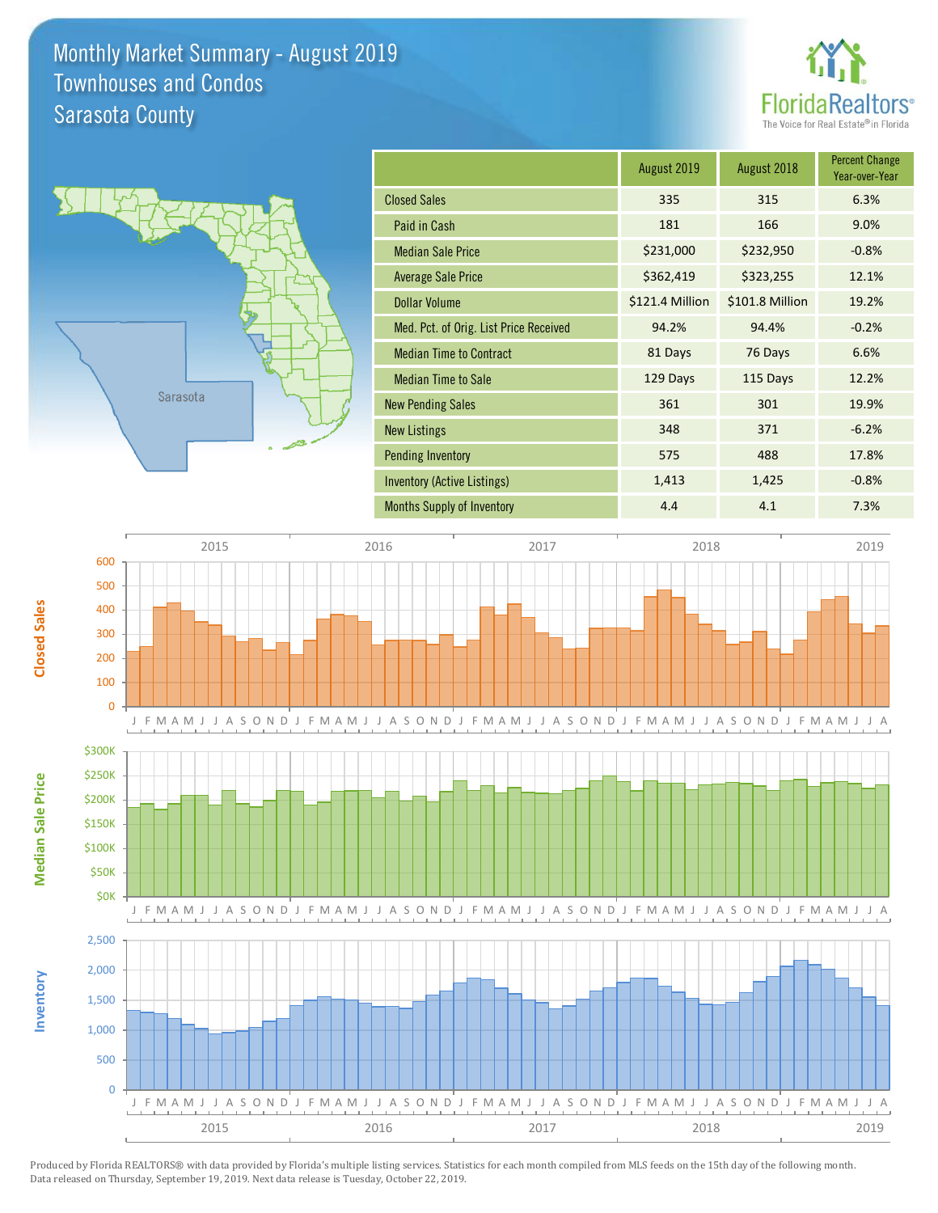# Monthly Market Summary - August 2019
## Townhouses and Condos
## Sarasota County

FloridaRealtors®
The Voice for Real Estate® in Florida

| | August 2019 | August 2018 | Percent Change Year-over-Year |
|---|---|---|---|
| Closed Sales | 335 | 315 | 6.3% |
| Paid in Cash | 181 | 166 | 9.0% |
| Median Sale Price | $231,000 | $232,950 | -0.8% |
| Average Sale Price | $362,419 | $323,255 | 12.1% |
| Dollar Volume | $121.4 Million | $101.8 Million | 19.2% |
| Med. Pct. of Orig. List Price Received | 94.2% | 94.4% | -0.2% |
| Median Time to Contract | 81 Days | 76 Days | 6.6% |
| Median Time to Sale | 129 Days | 115 Days | 12.2% |
| New Pending Sales | 361 | 301 | 19.9% |
| New Listings | 348 | 371 | -6.2% |
| Pending Inventory | 575 | 488 | 17.8% |
| Inventory (Active Listings) | 1,413 | 1,425 | -0.8% |
| Months Supply of Inventory | 4.4 | 4.1 | 7.3% |

Closed Sales

Median Sale Price

Inventory

Produced by Florida REALTORS® with data provided by Florida's multiple listing services. Statistics for each month compiled from MLS feeds on the 15th day of the following month. Data released on Thursday, September 19, 2019. Next data release is Tuesday, October 22, 2019.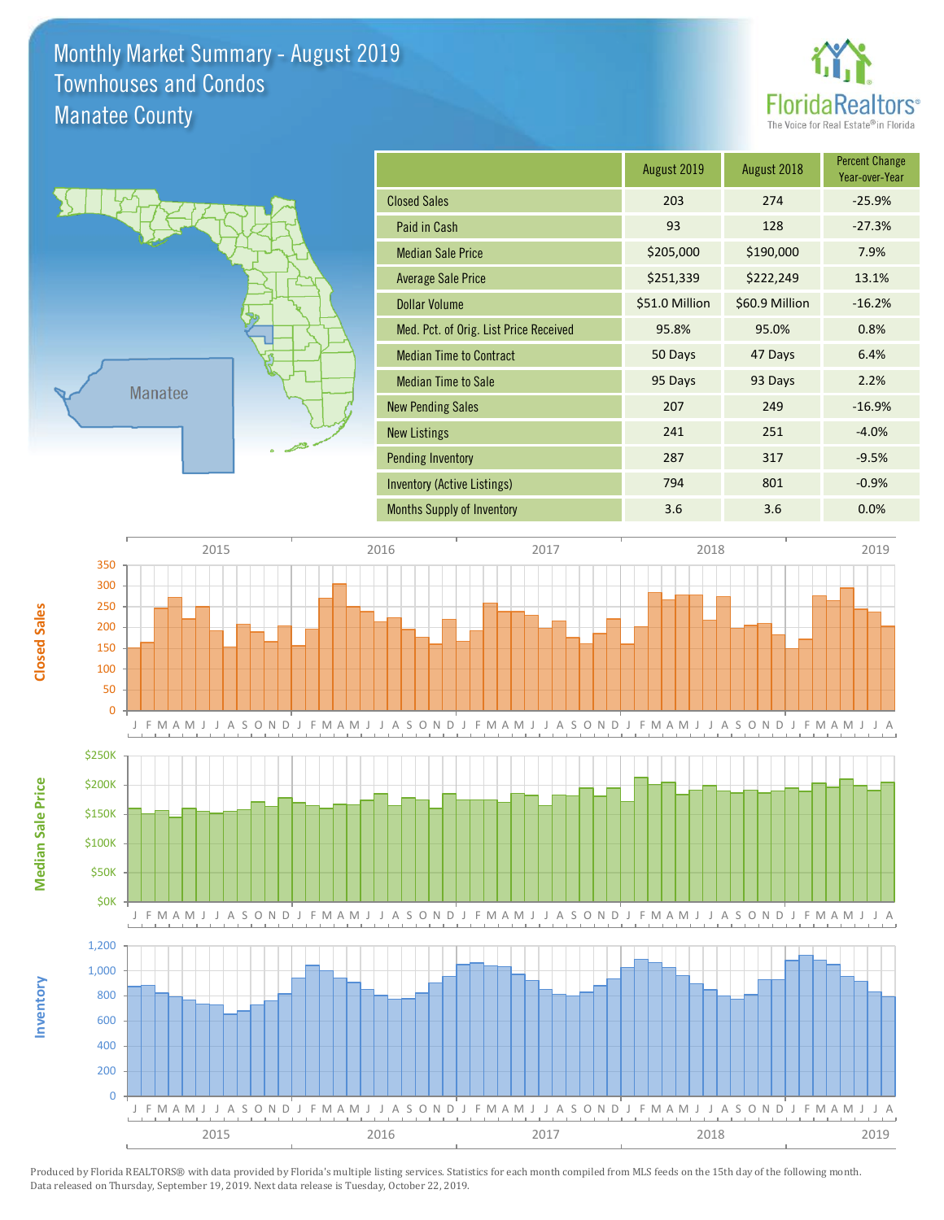# Monthly Market Summary - August 2019
## Townhouses and Condos
## Manatee County

FloridaRealtors® The Voice for Real Estate® in Florida

| | August 2019 | August 2018 | Percent Change Year-over-Year |
|---|---|---|---|
| Closed Sales | 203 | 274 | -25.9% |
| Paid in Cash | 93 | 128 | -27.3% |
| Median Sale Price | $205,000 | $190,000 | 7.9% |
| Average Sale Price | $251,339 | $222,249 | 13.1% |
| Dollar Volume | $51.0 Million | $60.9 Million | -16.2% |
| Med. Pct. of Orig. List Price Received | 95.8% | 95.0% | 0.8% |
| Median Time to Contract | 50 Days | 47 Days | 6.4% |
| Median Time to Sale | 95 Days | 93 Days | 2.2% |
| New Pending Sales | 207 | 249 | -16.9% |
| New Listings | 241 | 251 | -4.0% |
| Pending Inventory | 287 | 317 | -9.5% |
| Inventory (Active Listings) | 794 | 801 | -0.9% |
| Months Supply of Inventory | 3.6 | 3.6 | 0.0% |

Produced by Florida REALTORS® with data provided by Florida's multiple listing services. Statistics for each month compiled from MLS feeds on the 15th day of the following month. Data released on Thursday, September 19, 2019. Next data release is Tuesday, October 22, 2019.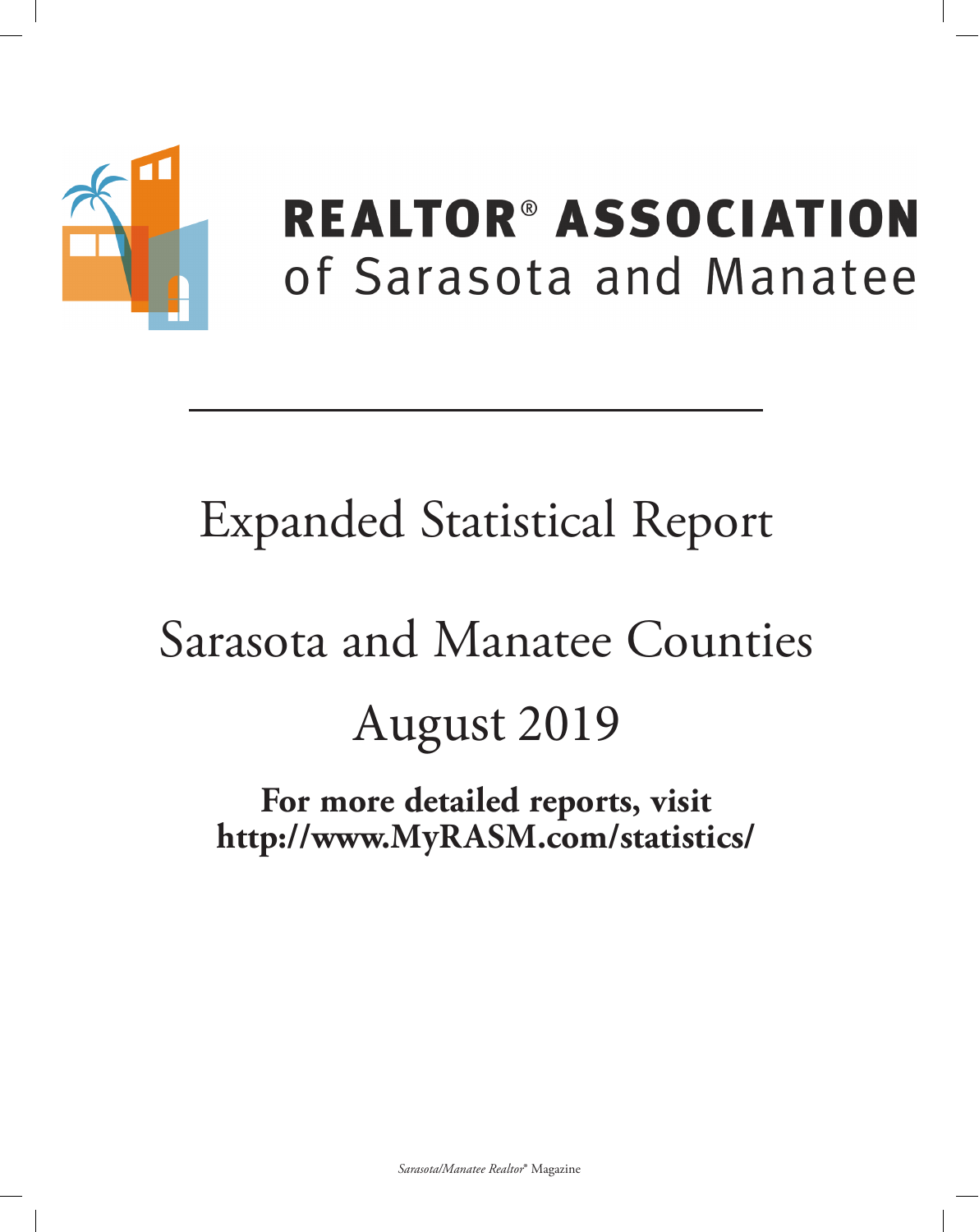**REALTOR® ASSOCIATION**
of Sarasota and Manatee

---

# Expanded Statistical Report

# Sarasota and Manatee Counties

# August 2019

**For more detailed reports, visit**
**http://www.MyRASM.com/statistics/**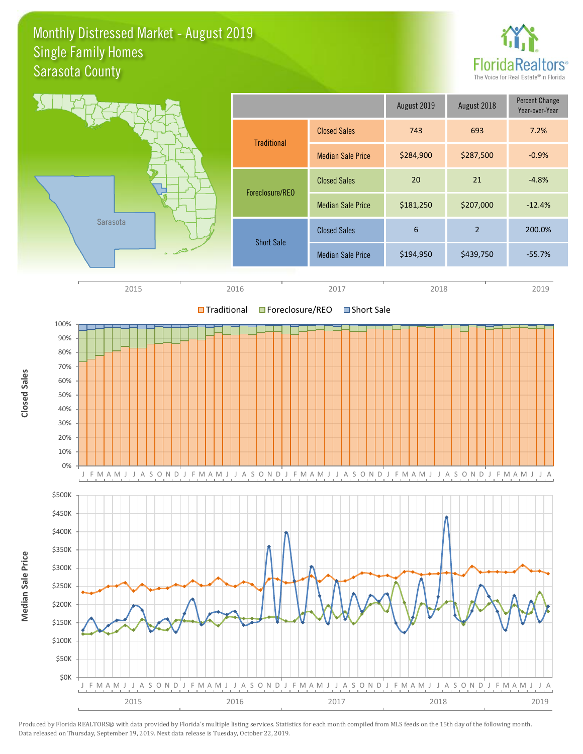# Monthly Distressed Market - August 2019

## Single Family Homes

## Sarasota County

| | | August 2019 | August 2018 | Percent Change Year-over-Year |
|---|---|---|---|---|
| Traditional | Closed Sales | 743 | 693 | 7.2% |
| | Median Sale Price | $284,900 | $287,500 | -0.9% |
| Foreclosure/REO | Closed Sales | 20 | 21 | -4.8% |
| | Median Sale Price | $181,250 | $207,000 | -12.4% |
| Short Sale | Closed Sales | 6 | 2 | 200.0% |
| | Median Sale Price | $194,950 | $439,750 | -55.7% |

Produced by Florida REALTORS® with data provided by Florida's multiple listing services. Statistics for each month compiled from MLS feeds on the 15th day of the following month. Data released on Thursday, September 19, 2019. Next data release is Tuesday, October 22, 2019.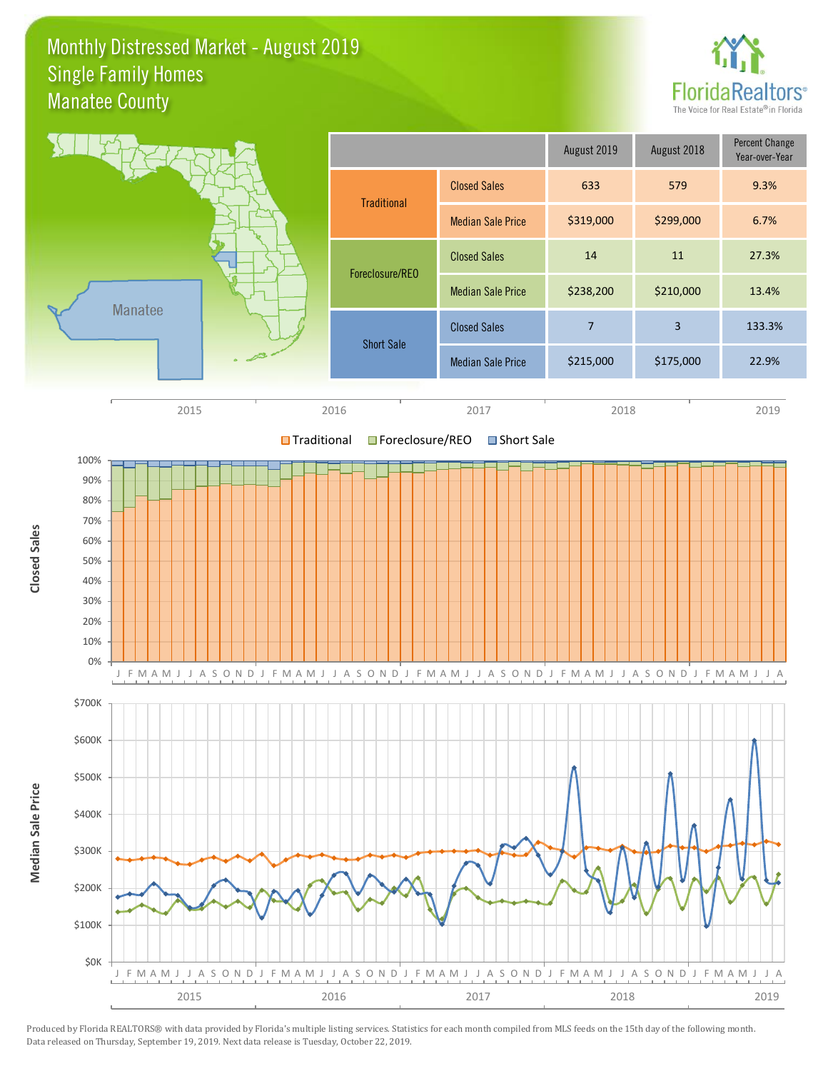# Monthly Distressed Market - August 2019
## Single Family Homes
## Manatee County

| | | August 2019 | August 2018 | Percent Change Year-over-Year |
|---|---|---|---|---|
| Traditional | Closed Sales | 633 | 579 | 9.3% |
| | Median Sale Price | $319,000 | $299,000 | 6.7% |
| Foreclosure/REO | Closed Sales | 14 | 11 | 27.3% |
| | Median Sale Price | $238,200 | $210,000 | 13.4% |
| Short Sale | Closed Sales | 7 | 3 | 133.3% |
| | Median Sale Price | $215,000 | $175,000 | 22.9% |

Produced by Florida REALTORS® with data provided by Florida's multiple listing services. Statistics for each month compiled from MLS feeds on the 15th day of the following month. Data released on Thursday, September 19, 2019. Next data release is Tuesday, October 22, 2019.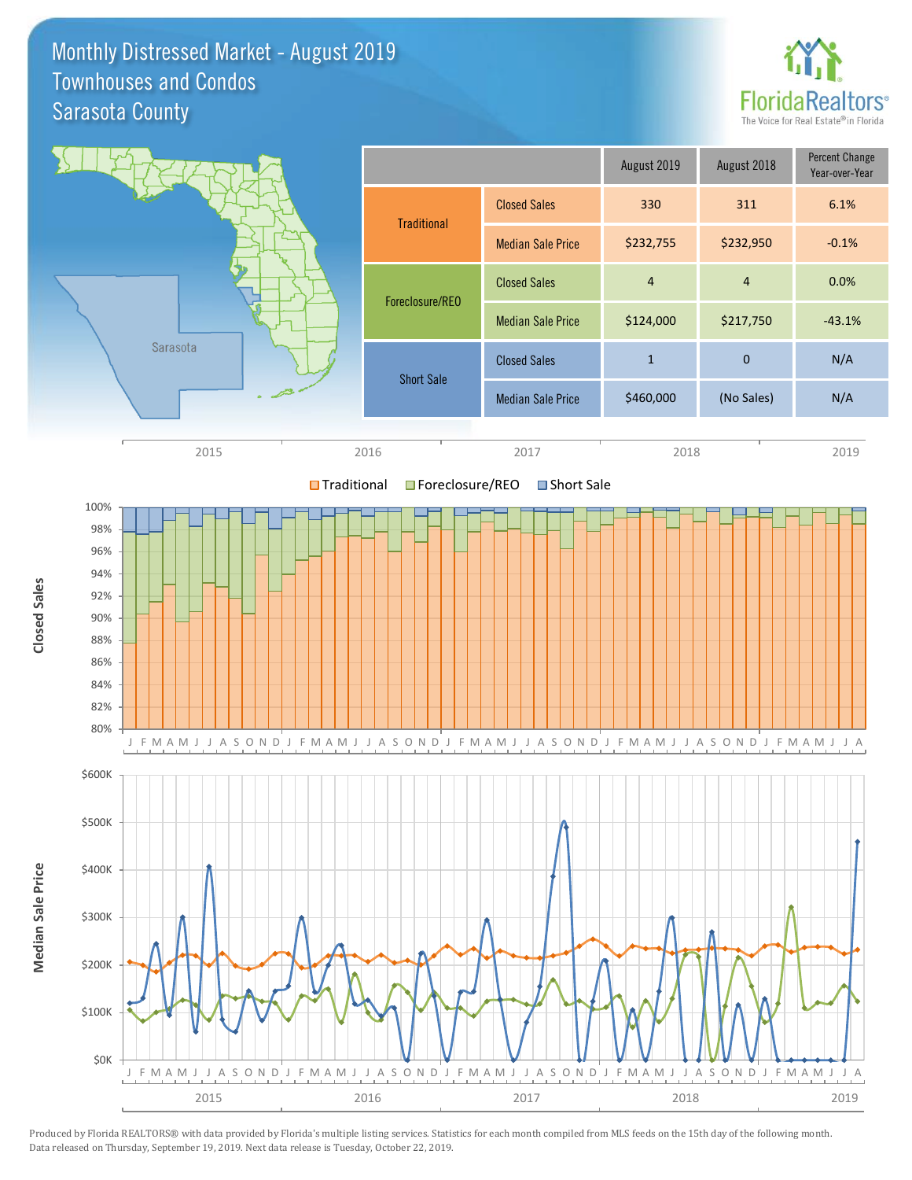# Monthly Distressed Market - August 2019
## Townhouses and Condos
## Sarasota County

| | | August 2019 | August 2018 | Percent Change Year-over-Year |
|---|---|---|---|---|
| Traditional | Closed Sales | 330 | 311 | 6.1% |
| | Median Sale Price | $232,755 | $232,950 | -0.1% |
| Foreclosure/REO | Closed Sales | 4 | 4 | 0.0% |
| | Median Sale Price | $124,000 | $217,750 | -43.1% |
| Short Sale | Closed Sales | 1 | 0 | N/A |
| | Median Sale Price | $460,000 | (No Sales) | N/A |

Produced by Florida REALTORS® with data provided by Florida's multiple listing services. Statistics for each month compiled from MLS feeds on the 15th day of the following month. Data released on Thursday, September 19, 2019. Next data release is Tuesday, October 22, 2019.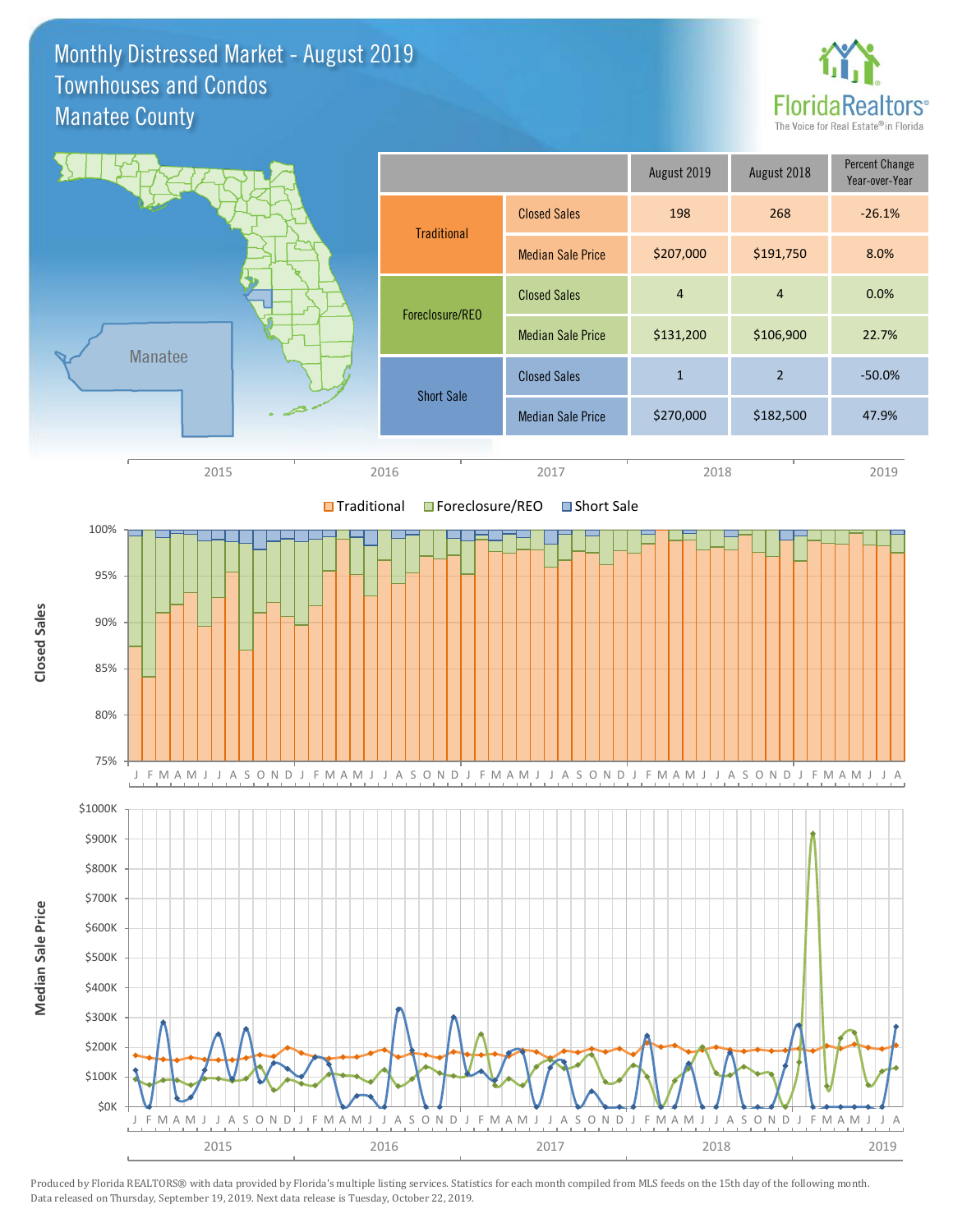# Monthly Distressed Market - August 2019
## Townhouses and Condos
## Manatee County

FloridaRealtors®
The Voice for Real Estate® in Florida

Manatee

| | | August 2019 | August 2018 | Percent Change Year-over-Year |
|---|---|---|---|---|
| Traditional | Closed Sales | 198 | 268 | -26.1% |
| | Median Sale Price | $207,000 | $191,750 | 8.0% |
| Foreclosure/REO | Closed Sales | 4 | 4 | 0.0% |
| | Median Sale Price | $131,200 | $106,900 | 22.7% |
| Short Sale | Closed Sales | 1 | 2 | -50.0% |
| | Median Sale Price | $270,000 | $182,500 | 47.9% |

2015 2016 2017 2018 2019

Traditional Foreclosure/REO Short Sale

Closed Sales

100%
95%
90%
85%
80%
75%

J F M A M J J A S O N D J F M A M J J A S O N D J F M A M J J A S O N D J F M A M J J A S O N D J F M A M J J A

Median Sale Price

$1000K
$900K
$800K
$700K
$600K
$500K
$400K
$300K
$200K
$100K
$0K

J F M A M J J A S O N D J F M A M J J A S O N D J F M A M J J A S O N D J F M A M J J A S O N D J F M A M J J A

2015 2016 2017 2018 2019

Produced by Florida REALTORS® with data provided by Florida's multiple listing services. Statistics for each month compiled from MLS feeds on the 15th day of the following month. Data released on Thursday, September 19, 2019. Next data release is Tuesday, October 22, 2019.